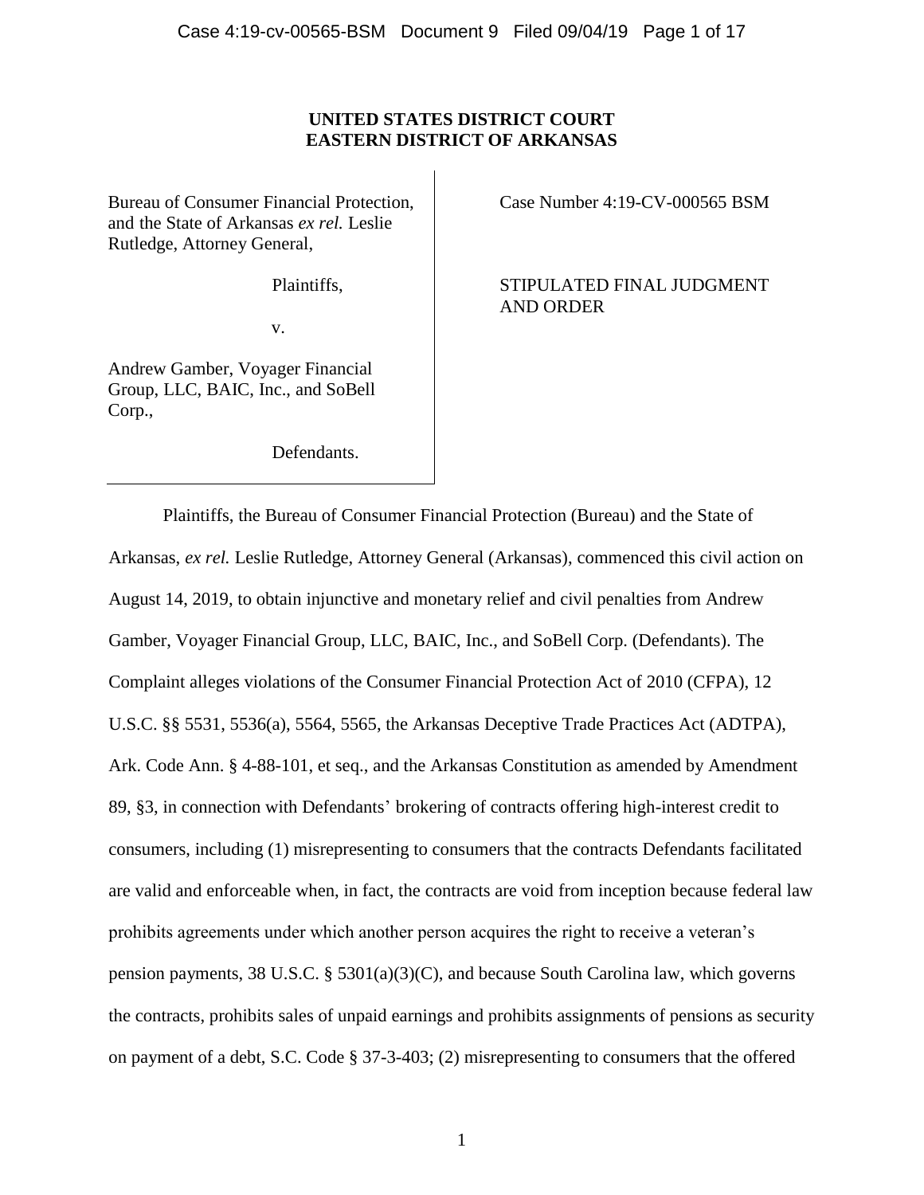**UNITED STATES DISTRICT COURT**
**EASTERN DISTRICT OF ARKANSAS**

Bureau of Consumer Financial Protection, and the State of Arkansas *ex rel.* Leslie Rutledge, Attorney General,

Plaintiffs,

v.

Andrew Gamber, Voyager Financial Group, LLC, BAIC, Inc., and SoBell Corp.,

Defendants.

Case Number 4:19-CV-000565 BSM

STIPULATED FINAL JUDGMENT AND ORDER

Plaintiffs, the Bureau of Consumer Financial Protection (Bureau) and the State of Arkansas, *ex rel.* Leslie Rutledge, Attorney General (Arkansas), commenced this civil action on August 14, 2019, to obtain injunctive and monetary relief and civil penalties from Andrew Gamber, Voyager Financial Group, LLC, BAIC, Inc., and SoBell Corp. (Defendants). The Complaint alleges violations of the Consumer Financial Protection Act of 2010 (CFPA), 12 U.S.C. §§ 5531, 5536(a), 5564, 5565, the Arkansas Deceptive Trade Practices Act (ADTPA), Ark. Code Ann. § 4-88-101, et seq., and the Arkansas Constitution as amended by Amendment 89, §3, in connection with Defendants' brokering of contracts offering high-interest credit to consumers, including (1) misrepresenting to consumers that the contracts Defendants facilitated are valid and enforceable when, in fact, the contracts are void from inception because federal law prohibits agreements under which another person acquires the right to receive a veteran's pension payments, 38 U.S.C. § 5301(a)(3)(C), and because South Carolina law, which governs the contracts, prohibits sales of unpaid earnings and prohibits assignments of pensions as security on payment of a debt, S.C. Code § 37-3-403; (2) misrepresenting to consumers that the offered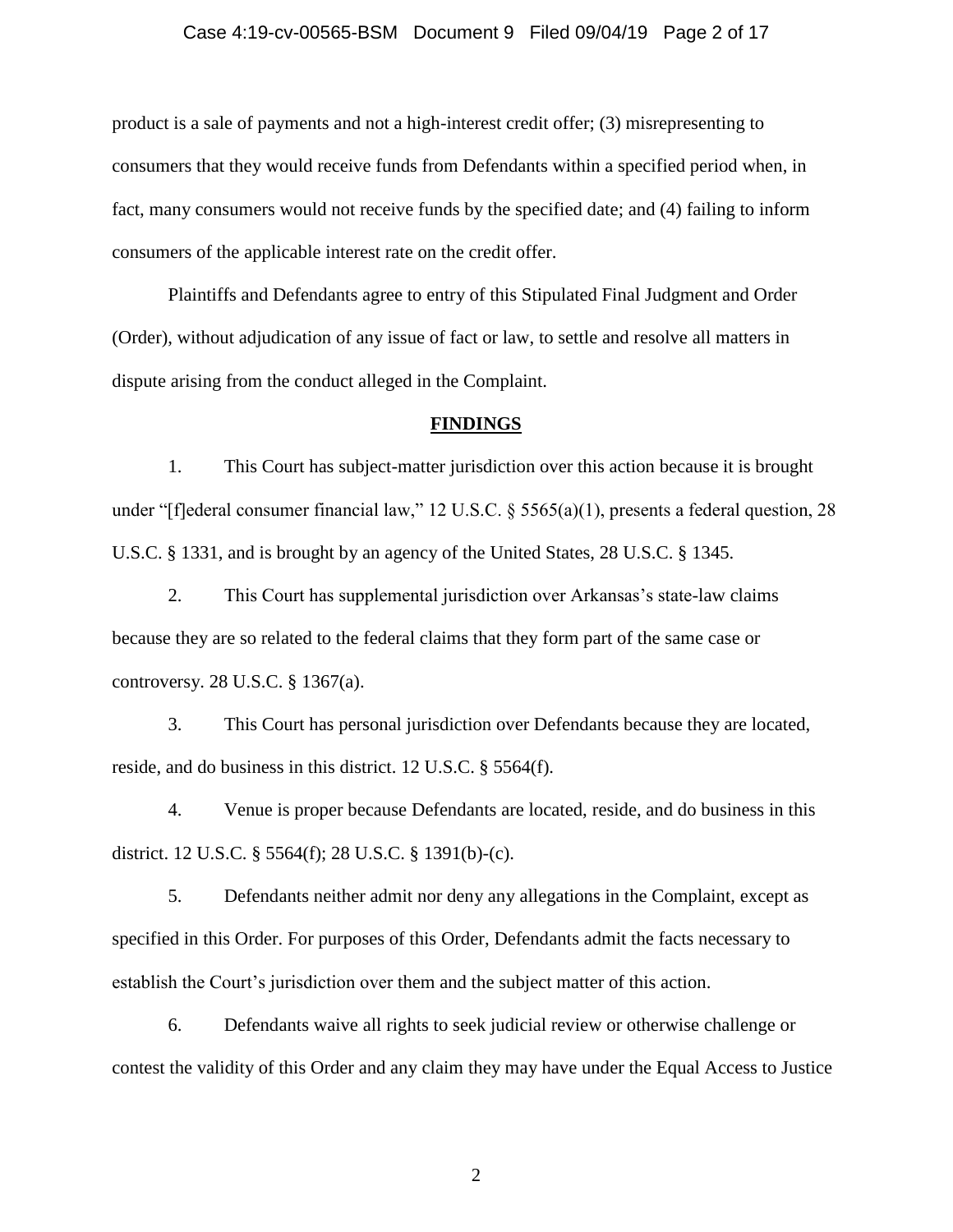product is a sale of payments and not a high-interest credit offer; (3) misrepresenting to consumers that they would receive funds from Defendants within a specified period when, in fact, many consumers would not receive funds by the specified date; and (4) failing to inform consumers of the applicable interest rate on the credit offer.

Plaintiffs and Defendants agree to entry of this Stipulated Final Judgment and Order (Order), without adjudication of any issue of fact or law, to settle and resolve all matters in dispute arising from the conduct alleged in the Complaint.

## FINDINGS

1. This Court has subject-matter jurisdiction over this action because it is brought under "[f]ederal consumer financial law," 12 U.S.C. § 5565(a)(1), presents a federal question, 28 U.S.C. § 1331, and is brought by an agency of the United States, 28 U.S.C. § 1345.

2. This Court has supplemental jurisdiction over Arkansas's state-law claims because they are so related to the federal claims that they form part of the same case or controversy. 28 U.S.C. § 1367(a).

3. This Court has personal jurisdiction over Defendants because they are located, reside, and do business in this district. 12 U.S.C. § 5564(f).

4. Venue is proper because Defendants are located, reside, and do business in this district. 12 U.S.C. § 5564(f); 28 U.S.C. § 1391(b)-(c).

5. Defendants neither admit nor deny any allegations in the Complaint, except as specified in this Order. For purposes of this Order, Defendants admit the facts necessary to establish the Court's jurisdiction over them and the subject matter of this action.

6. Defendants waive all rights to seek judicial review or otherwise challenge or contest the validity of this Order and any claim they may have under the Equal Access to Justice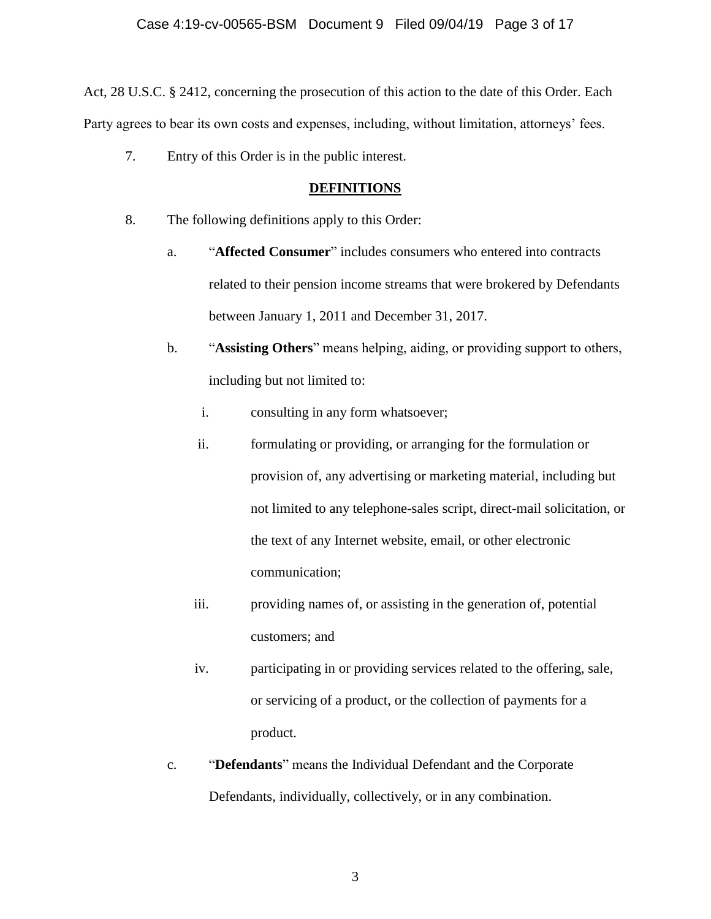Act, 28 U.S.C. § 2412, concerning the prosecution of this action to the date of this Order. Each Party agrees to bear its own costs and expenses, including, without limitation, attorneys' fees.

7. Entry of this Order is in the public interest.

## DEFINITIONS

8. The following definitions apply to this Order:

   a. "**Affected Consumer**" includes consumers who entered into contracts related to their pension income streams that were brokered by Defendants between January 1, 2011 and December 31, 2017.

   b. "**Assisting Others**" means helping, aiding, or providing support to others, including but not limited to:

      i. consulting in any form whatsoever;

      ii. formulating or providing, or arranging for the formulation or provision of, any advertising or marketing material, including but not limited to any telephone-sales script, direct-mail solicitation, or the text of any Internet website, email, or other electronic communication;

      iii. providing names of, or assisting in the generation of, potential customers; and

      iv. participating in or providing services related to the offering, sale, or servicing of a product, or the collection of payments for a product.

   c. "**Defendants**" means the Individual Defendant and the Corporate Defendants, individually, collectively, or in any combination.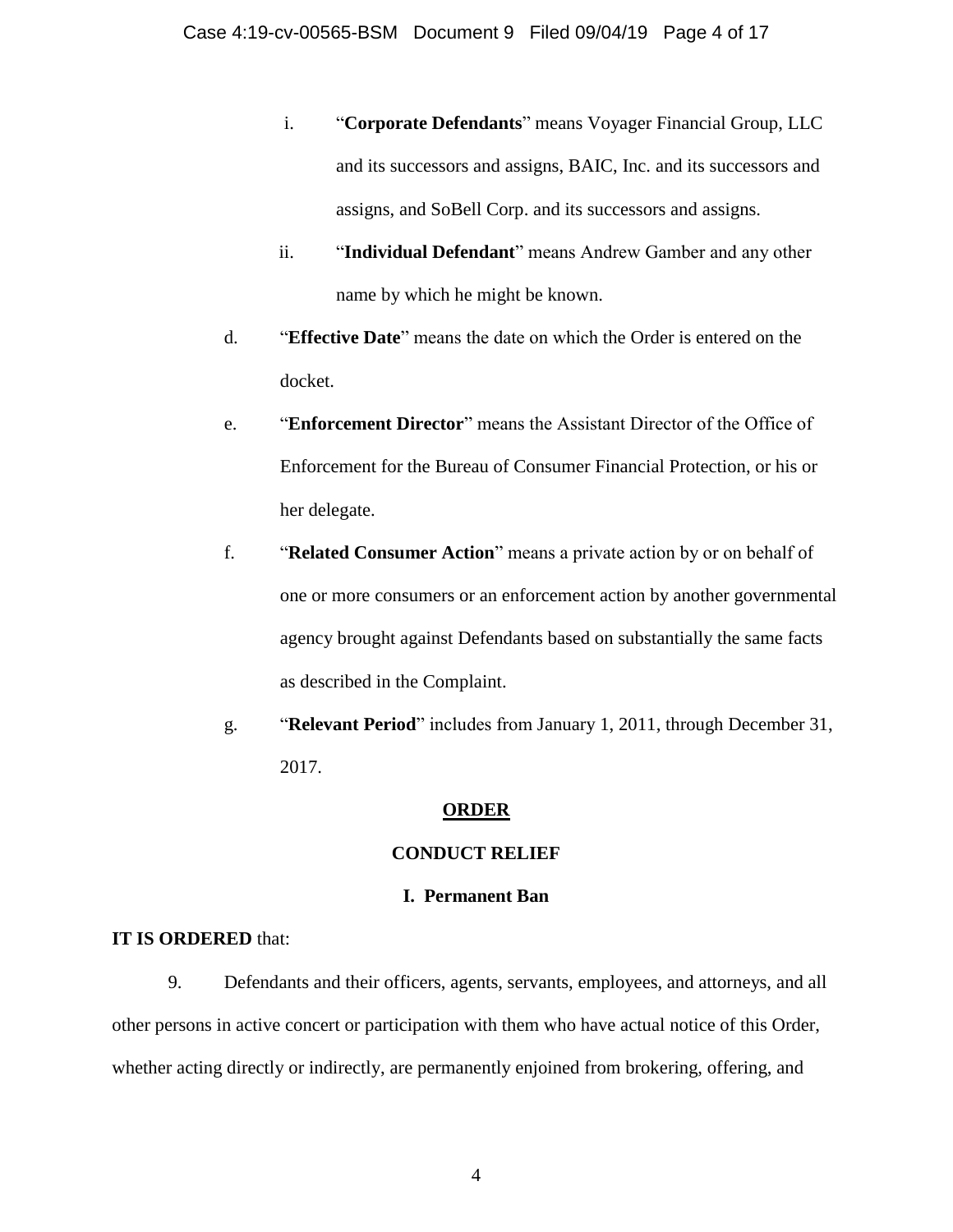i. "**Corporate Defendants**" means Voyager Financial Group, LLC and its successors and assigns, BAIC, Inc. and its successors and assigns, and SoBell Corp. and its successors and assigns.

ii. "**Individual Defendant**" means Andrew Gamber and any other name by which he might be known.

d. "**Effective Date**" means the date on which the Order is entered on the docket.

e. "**Enforcement Director**" means the Assistant Director of the Office of Enforcement for the Bureau of Consumer Financial Protection, or his or her delegate.

f. "**Related Consumer Action**" means a private action by or on behalf of one or more consumers or an enforcement action by another governmental agency brought against Defendants based on substantially the same facts as described in the Complaint.

g. "**Relevant Period**" includes from January 1, 2011, through December 31, 2017.

## ORDER

### CONDUCT RELIEF

### I. Permanent Ban

**IT IS ORDERED** that:

9. Defendants and their officers, agents, servants, employees, and attorneys, and all other persons in active concert or participation with them who have actual notice of this Order, whether acting directly or indirectly, are permanently enjoined from brokering, offering, and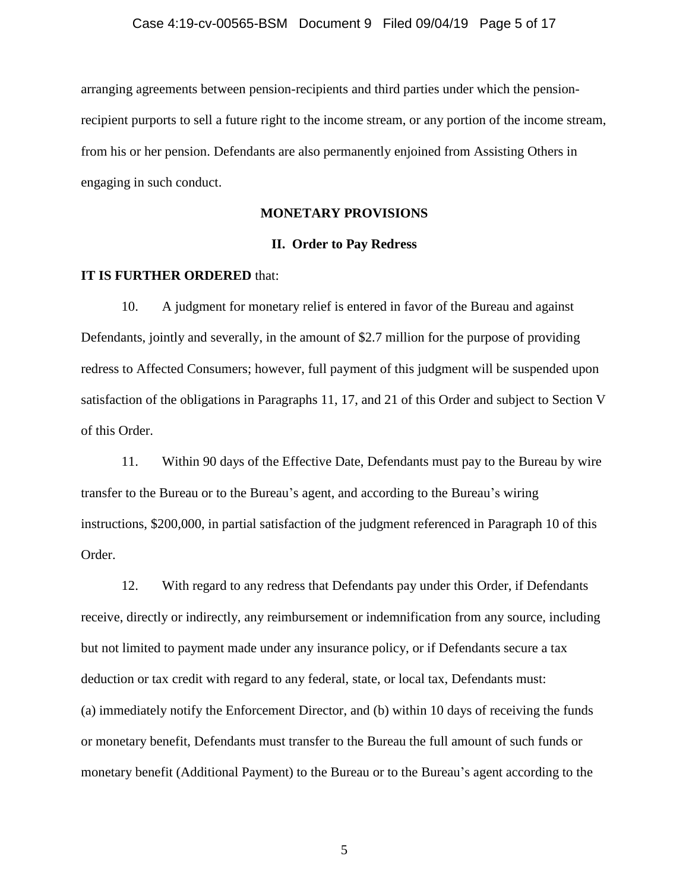arranging agreements between pension-recipients and third parties under which the pension-recipient purports to sell a future right to the income stream, or any portion of the income stream, from his or her pension. Defendants are also permanently enjoined from Assisting Others in engaging in such conduct.

## MONETARY PROVISIONS

### II. Order to Pay Redress

**IT IS FURTHER ORDERED** that:

10. A judgment for monetary relief is entered in favor of the Bureau and against Defendants, jointly and severally, in the amount of $2.7 million for the purpose of providing redress to Affected Consumers; however, full payment of this judgment will be suspended upon satisfaction of the obligations in Paragraphs 11, 17, and 21 of this Order and subject to Section V of this Order.

11. Within 90 days of the Effective Date, Defendants must pay to the Bureau by wire transfer to the Bureau or to the Bureau's agent, and according to the Bureau's wiring instructions, $200,000, in partial satisfaction of the judgment referenced in Paragraph 10 of this Order.

12. With regard to any redress that Defendants pay under this Order, if Defendants receive, directly or indirectly, any reimbursement or indemnification from any source, including but not limited to payment made under any insurance policy, or if Defendants secure a tax deduction or tax credit with regard to any federal, state, or local tax, Defendants must: (a) immediately notify the Enforcement Director, and (b) within 10 days of receiving the funds or monetary benefit, Defendants must transfer to the Bureau the full amount of such funds or monetary benefit (Additional Payment) to the Bureau or to the Bureau's agent according to the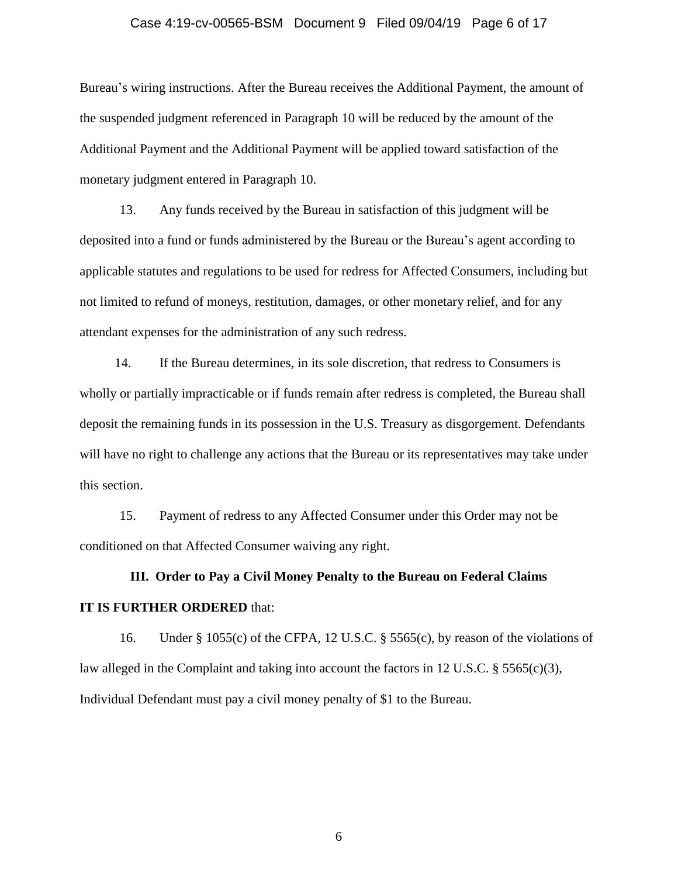Bureau's wiring instructions. After the Bureau receives the Additional Payment, the amount of the suspended judgment referenced in Paragraph 10 will be reduced by the amount of the Additional Payment and the Additional Payment will be applied toward satisfaction of the monetary judgment entered in Paragraph 10.

13. Any funds received by the Bureau in satisfaction of this judgment will be deposited into a fund or funds administered by the Bureau or the Bureau's agent according to applicable statutes and regulations to be used for redress for Affected Consumers, including but not limited to refund of moneys, restitution, damages, or other monetary relief, and for any attendant expenses for the administration of any such redress.

14. If the Bureau determines, in its sole discretion, that redress to Consumers is wholly or partially impracticable or if funds remain after redress is completed, the Bureau shall deposit the remaining funds in its possession in the U.S. Treasury as disgorgement. Defendants will have no right to challenge any actions that the Bureau or its representatives may take under this section.

15. Payment of redress to any Affected Consumer under this Order may not be conditioned on that Affected Consumer waiving any right.

## III. Order to Pay a Civil Money Penalty to the Bureau on Federal Claims

**IT IS FURTHER ORDERED** that:

16. Under § 1055(c) of the CFPA, 12 U.S.C. § 5565(c), by reason of the violations of law alleged in the Complaint and taking into account the factors in 12 U.S.C. § 5565(c)(3), Individual Defendant must pay a civil money penalty of $1 to the Bureau.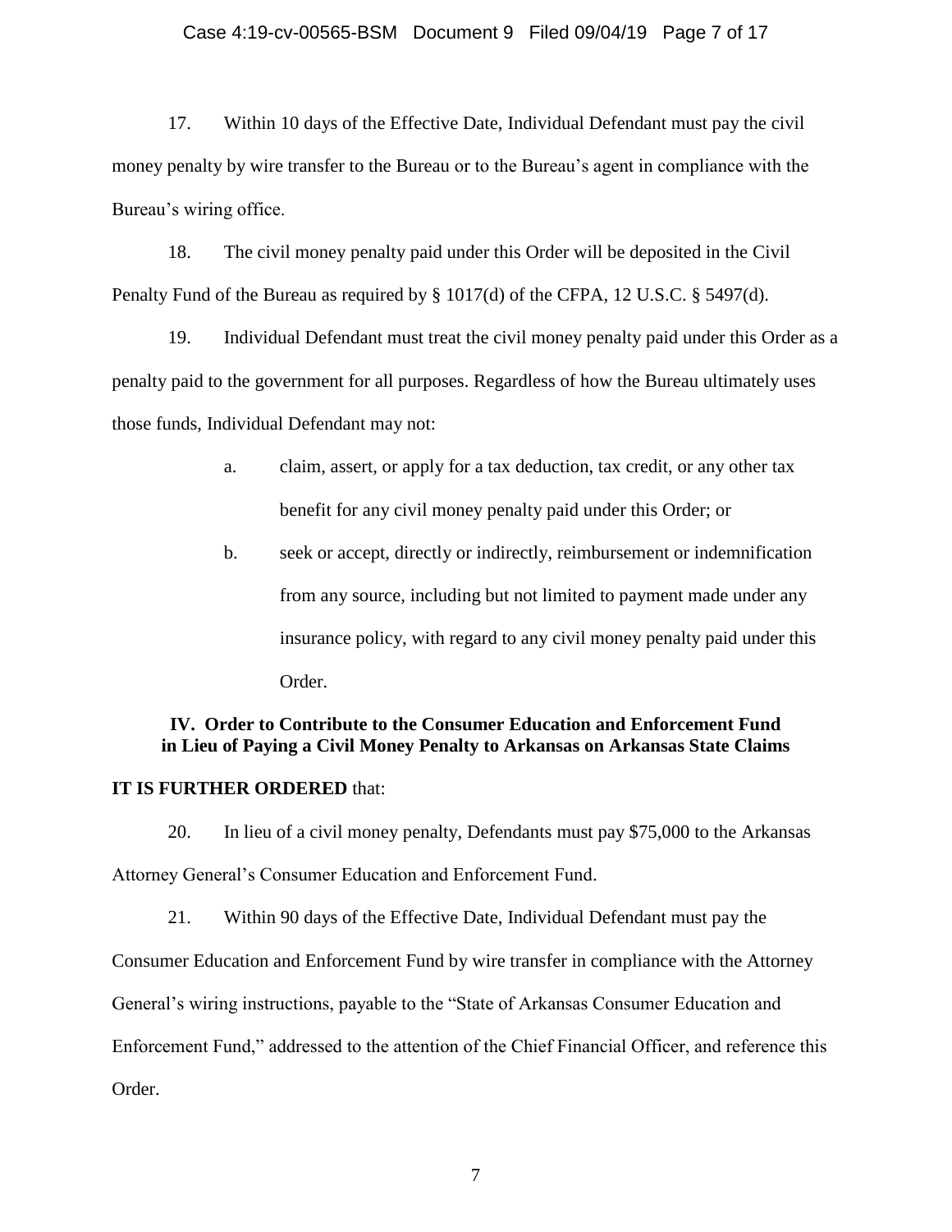17. Within 10 days of the Effective Date, Individual Defendant must pay the civil money penalty by wire transfer to the Bureau or to the Bureau's agent in compliance with the Bureau's wiring office.

18. The civil money penalty paid under this Order will be deposited in the Civil Penalty Fund of the Bureau as required by § 1017(d) of the CFPA, 12 U.S.C. § 5497(d).

19. Individual Defendant must treat the civil money penalty paid under this Order as a penalty paid to the government for all purposes. Regardless of how the Bureau ultimately uses those funds, Individual Defendant may not:

   a. claim, assert, or apply for a tax deduction, tax credit, or any other tax benefit for any civil money penalty paid under this Order; or

   b. seek or accept, directly or indirectly, reimbursement or indemnification from any source, including but not limited to payment made under any insurance policy, with regard to any civil money penalty paid under this Order.

## IV. Order to Contribute to the Consumer Education and Enforcement Fund in Lieu of Paying a Civil Money Penalty to Arkansas on Arkansas State Claims

**IT IS FURTHER ORDERED** that:

20. In lieu of a civil money penalty, Defendants must pay $75,000 to the Arkansas Attorney General's Consumer Education and Enforcement Fund.

21. Within 90 days of the Effective Date, Individual Defendant must pay the Consumer Education and Enforcement Fund by wire transfer in compliance with the Attorney General's wiring instructions, payable to the "State of Arkansas Consumer Education and Enforcement Fund," addressed to the attention of the Chief Financial Officer, and reference this Order.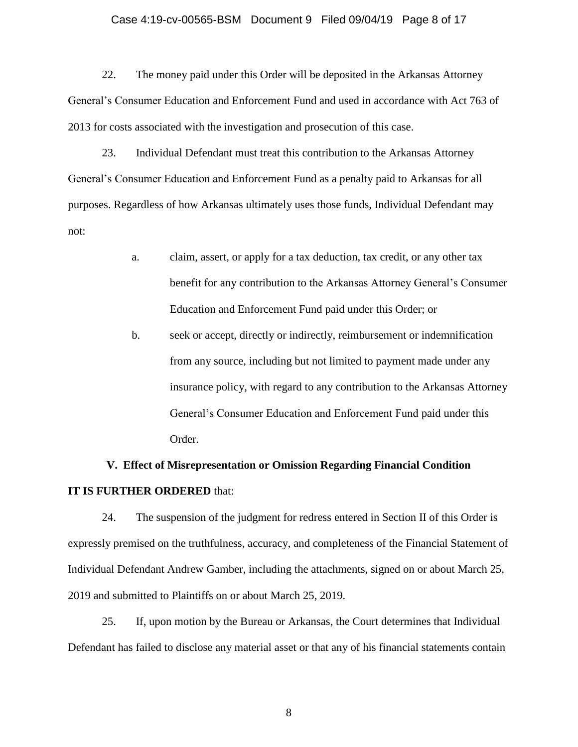22. The money paid under this Order will be deposited in the Arkansas Attorney General's Consumer Education and Enforcement Fund and used in accordance with Act 763 of 2013 for costs associated with the investigation and prosecution of this case.

23. Individual Defendant must treat this contribution to the Arkansas Attorney General's Consumer Education and Enforcement Fund as a penalty paid to Arkansas for all purposes. Regardless of how Arkansas ultimately uses those funds, Individual Defendant may not:

> a. claim, assert, or apply for a tax deduction, tax credit, or any other tax benefit for any contribution to the Arkansas Attorney General's Consumer Education and Enforcement Fund paid under this Order; or
>
> b. seek or accept, directly or indirectly, reimbursement or indemnification from any source, including but not limited to payment made under any insurance policy, with regard to any contribution to the Arkansas Attorney General's Consumer Education and Enforcement Fund paid under this Order.

## V. Effect of Misrepresentation or Omission Regarding Financial Condition

**IT IS FURTHER ORDERED** that:

24. The suspension of the judgment for redress entered in Section II of this Order is expressly premised on the truthfulness, accuracy, and completeness of the Financial Statement of Individual Defendant Andrew Gamber, including the attachments, signed on or about March 25, 2019 and submitted to Plaintiffs on or about March 25, 2019.

25. If, upon motion by the Bureau or Arkansas, the Court determines that Individual Defendant has failed to disclose any material asset or that any of his financial statements contain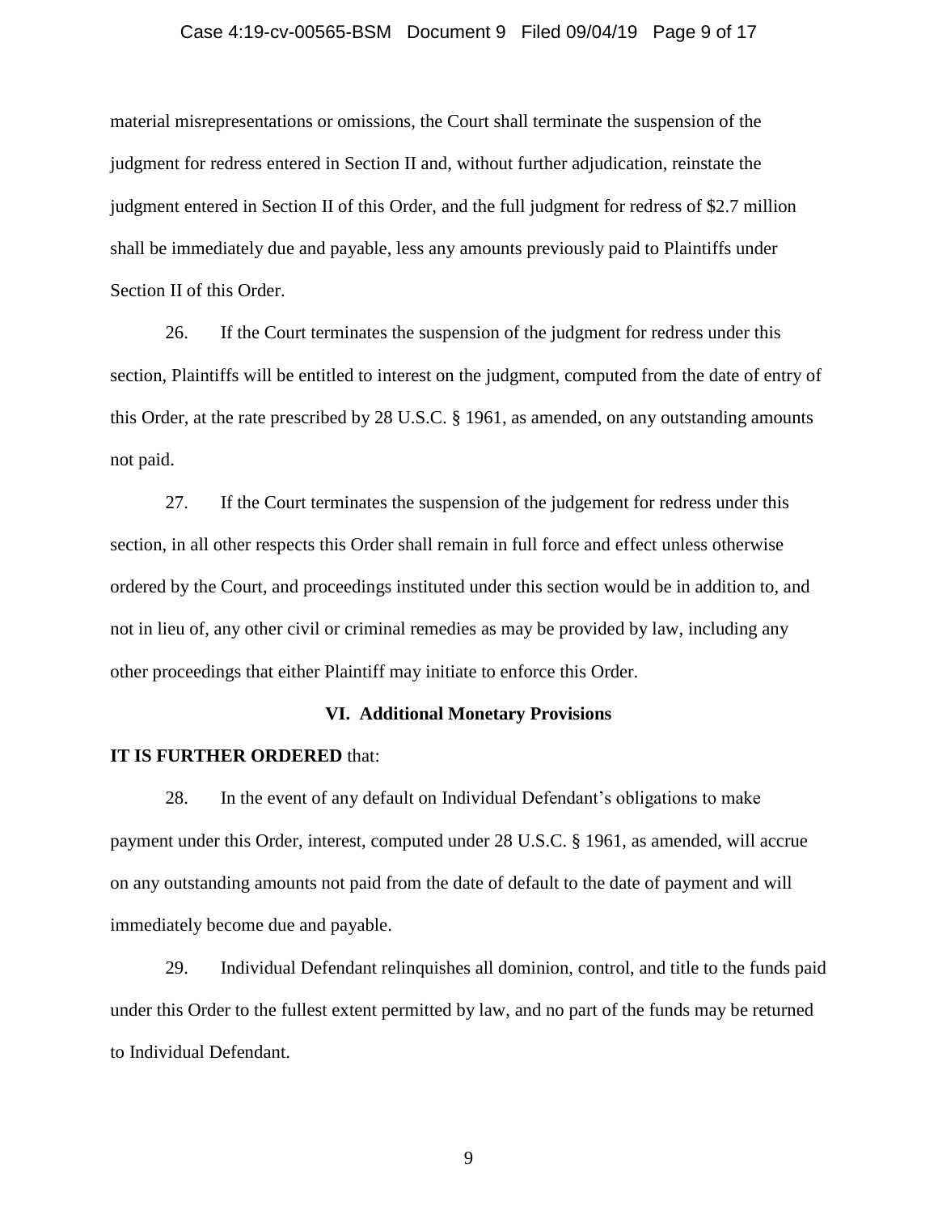material misrepresentations or omissions, the Court shall terminate the suspension of the judgment for redress entered in Section II and, without further adjudication, reinstate the judgment entered in Section II of this Order, and the full judgment for redress of $2.7 million shall be immediately due and payable, less any amounts previously paid to Plaintiffs under Section II of this Order.

26. If the Court terminates the suspension of the judgment for redress under this section, Plaintiffs will be entitled to interest on the judgment, computed from the date of entry of this Order, at the rate prescribed by 28 U.S.C. § 1961, as amended, on any outstanding amounts not paid.

27. If the Court terminates the suspension of the judgement for redress under this section, in all other respects this Order shall remain in full force and effect unless otherwise ordered by the Court, and proceedings instituted under this section would be in addition to, and not in lieu of, any other civil or criminal remedies as may be provided by law, including any other proceedings that either Plaintiff may initiate to enforce this Order.

## VI. Additional Monetary Provisions

**IT IS FURTHER ORDERED** that:

28. In the event of any default on Individual Defendant's obligations to make payment under this Order, interest, computed under 28 U.S.C. § 1961, as amended, will accrue on any outstanding amounts not paid from the date of default to the date of payment and will immediately become due and payable.

29. Individual Defendant relinquishes all dominion, control, and title to the funds paid under this Order to the fullest extent permitted by law, and no part of the funds may be returned to Individual Defendant.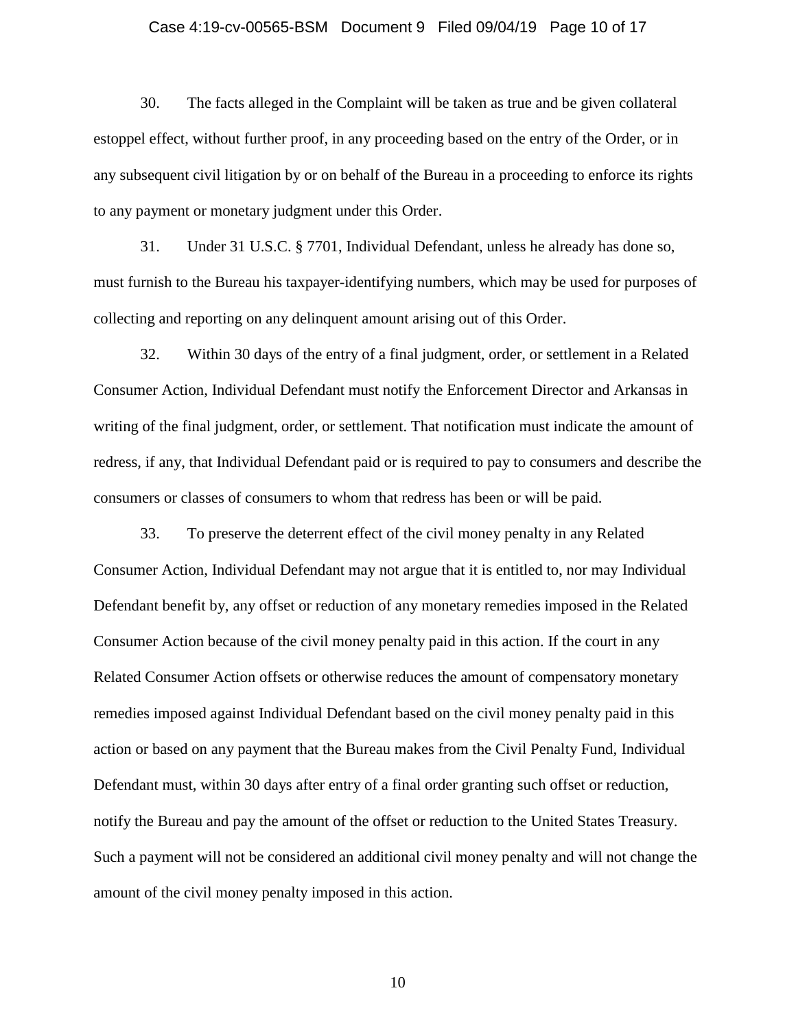30. The facts alleged in the Complaint will be taken as true and be given collateral estoppel effect, without further proof, in any proceeding based on the entry of the Order, or in any subsequent civil litigation by or on behalf of the Bureau in a proceeding to enforce its rights to any payment or monetary judgment under this Order.

31. Under 31 U.S.C. § 7701, Individual Defendant, unless he already has done so, must furnish to the Bureau his taxpayer-identifying numbers, which may be used for purposes of collecting and reporting on any delinquent amount arising out of this Order.

32. Within 30 days of the entry of a final judgment, order, or settlement in a Related Consumer Action, Individual Defendant must notify the Enforcement Director and Arkansas in writing of the final judgment, order, or settlement. That notification must indicate the amount of redress, if any, that Individual Defendant paid or is required to pay to consumers and describe the consumers or classes of consumers to whom that redress has been or will be paid.

33. To preserve the deterrent effect of the civil money penalty in any Related Consumer Action, Individual Defendant may not argue that it is entitled to, nor may Individual Defendant benefit by, any offset or reduction of any monetary remedies imposed in the Related Consumer Action because of the civil money penalty paid in this action. If the court in any Related Consumer Action offsets or otherwise reduces the amount of compensatory monetary remedies imposed against Individual Defendant based on the civil money penalty paid in this action or based on any payment that the Bureau makes from the Civil Penalty Fund, Individual Defendant must, within 30 days after entry of a final order granting such offset or reduction, notify the Bureau and pay the amount of the offset or reduction to the United States Treasury. Such a payment will not be considered an additional civil money penalty and will not change the amount of the civil money penalty imposed in this action.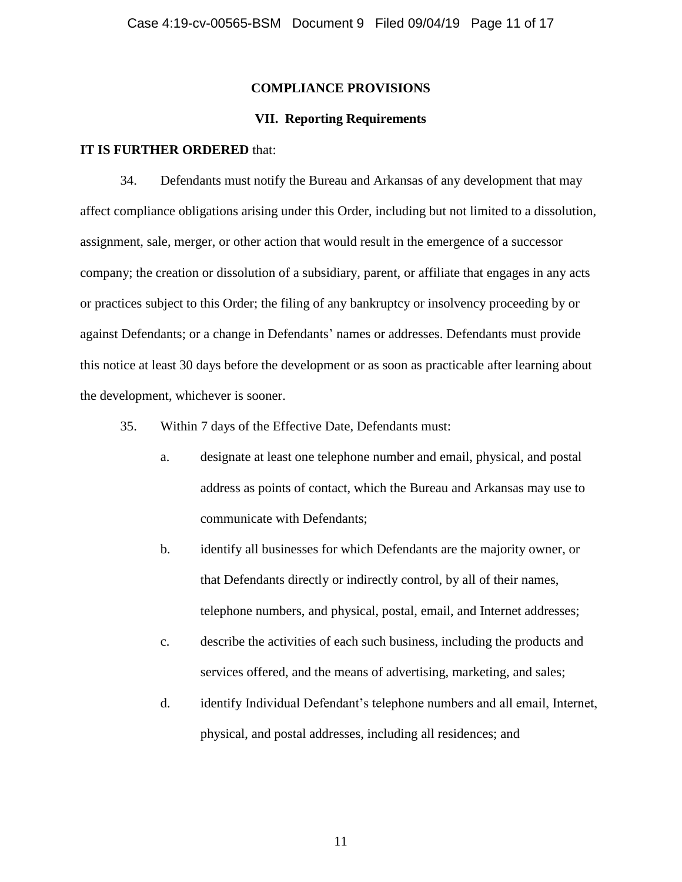## COMPLIANCE PROVISIONS

### VII. Reporting Requirements

**IT IS FURTHER ORDERED** that:

34. Defendants must notify the Bureau and Arkansas of any development that may affect compliance obligations arising under this Order, including but not limited to a dissolution, assignment, sale, merger, or other action that would result in the emergence of a successor company; the creation or dissolution of a subsidiary, parent, or affiliate that engages in any acts or practices subject to this Order; the filing of any bankruptcy or insolvency proceeding by or against Defendants; or a change in Defendants' names or addresses. Defendants must provide this notice at least 30 days before the development or as soon as practicable after learning about the development, whichever is sooner.

35. Within 7 days of the Effective Date, Defendants must:

   a. designate at least one telephone number and email, physical, and postal address as points of contact, which the Bureau and Arkansas may use to communicate with Defendants;

   b. identify all businesses for which Defendants are the majority owner, or that Defendants directly or indirectly control, by all of their names, telephone numbers, and physical, postal, email, and Internet addresses;

   c. describe the activities of each such business, including the products and services offered, and the means of advertising, marketing, and sales;

   d. identify Individual Defendant's telephone numbers and all email, Internet, physical, and postal addresses, including all residences; and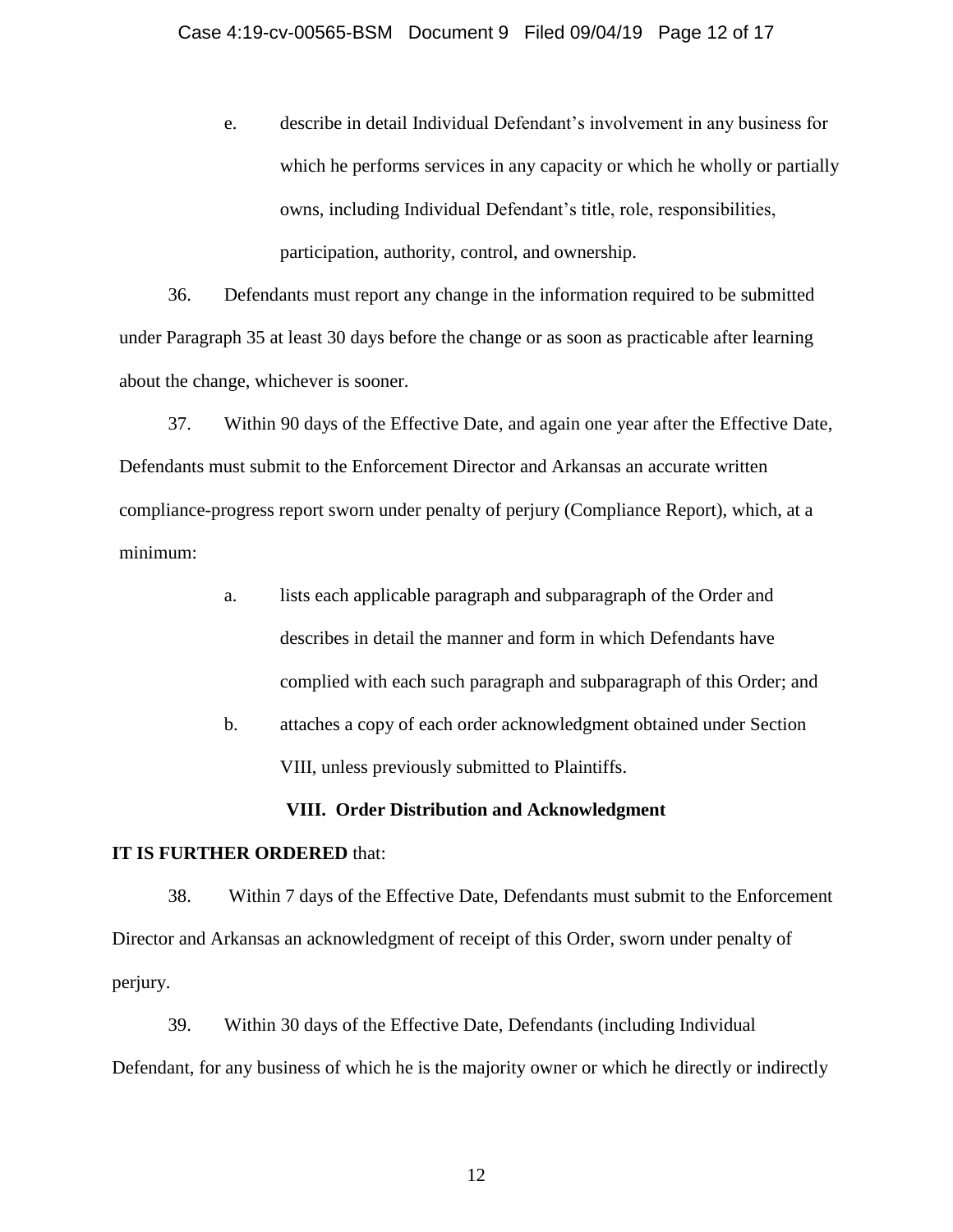e. describe in detail Individual Defendant's involvement in any business for which he performs services in any capacity or which he wholly or partially owns, including Individual Defendant's title, role, responsibilities, participation, authority, control, and ownership.

36. Defendants must report any change in the information required to be submitted under Paragraph 35 at least 30 days before the change or as soon as practicable after learning about the change, whichever is sooner.

37. Within 90 days of the Effective Date, and again one year after the Effective Date, Defendants must submit to the Enforcement Director and Arkansas an accurate written compliance-progress report sworn under penalty of perjury (Compliance Report), which, at a minimum:

a. lists each applicable paragraph and subparagraph of the Order and describes in detail the manner and form in which Defendants have complied with each such paragraph and subparagraph of this Order; and

b. attaches a copy of each order acknowledgment obtained under Section VIII, unless previously submitted to Plaintiffs.

## VIII. Order Distribution and Acknowledgment

**IT IS FURTHER ORDERED** that:

38. Within 7 days of the Effective Date, Defendants must submit to the Enforcement Director and Arkansas an acknowledgment of receipt of this Order, sworn under penalty of perjury.

39. Within 30 days of the Effective Date, Defendants (including Individual Defendant, for any business of which he is the majority owner or which he directly or indirectly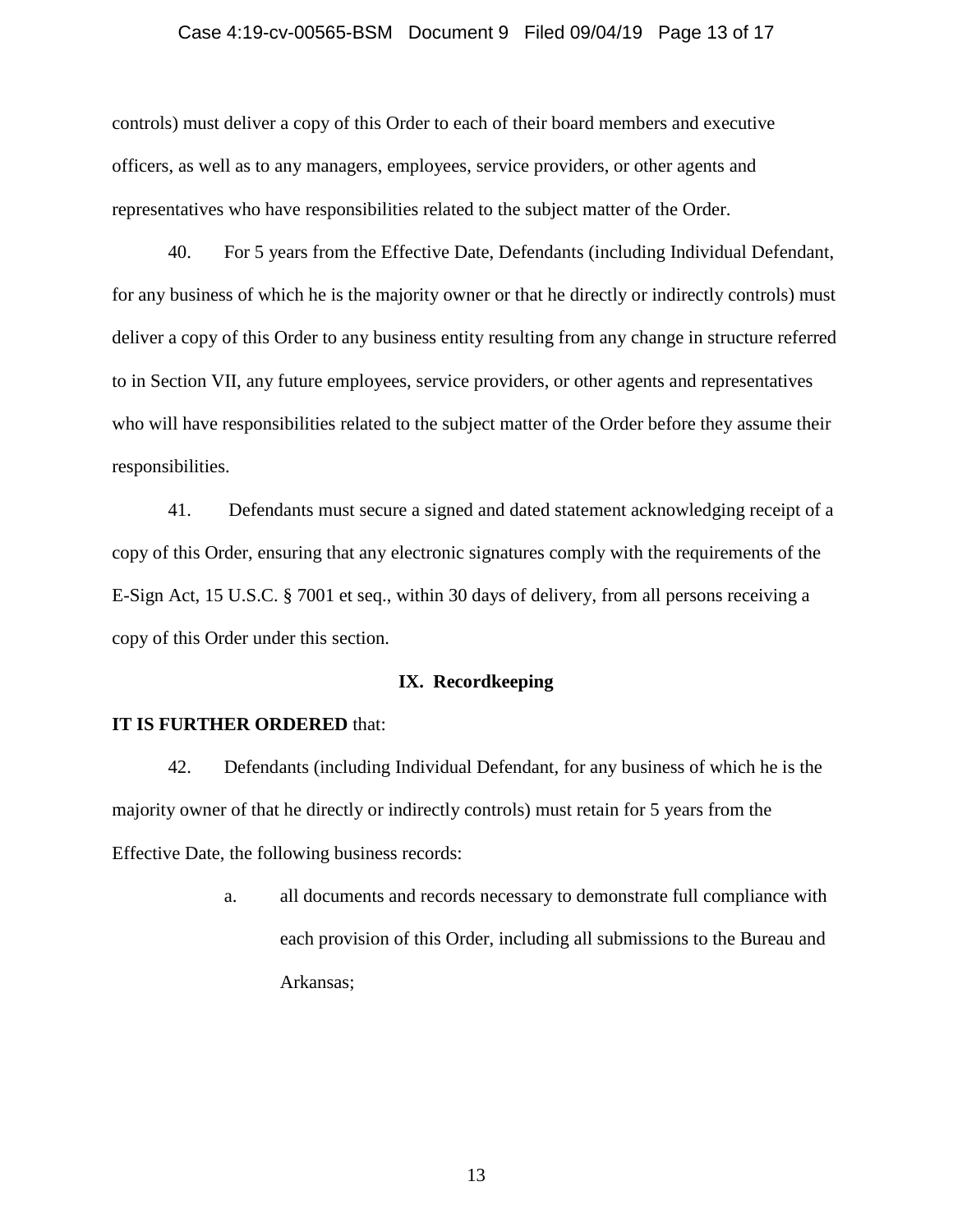controls) must deliver a copy of this Order to each of their board members and executive officers, as well as to any managers, employees, service providers, or other agents and representatives who have responsibilities related to the subject matter of the Order.

40. For 5 years from the Effective Date, Defendants (including Individual Defendant, for any business of which he is the majority owner or that he directly or indirectly controls) must deliver a copy of this Order to any business entity resulting from any change in structure referred to in Section VII, any future employees, service providers, or other agents and representatives who will have responsibilities related to the subject matter of the Order before they assume their responsibilities.

41. Defendants must secure a signed and dated statement acknowledging receipt of a copy of this Order, ensuring that any electronic signatures comply with the requirements of the E-Sign Act, 15 U.S.C. § 7001 et seq., within 30 days of delivery, from all persons receiving a copy of this Order under this section.

## IX. Recordkeeping

**IT IS FURTHER ORDERED** that:

42. Defendants (including Individual Defendant, for any business of which he is the majority owner of that he directly or indirectly controls) must retain for 5 years from the Effective Date, the following business records:

a. all documents and records necessary to demonstrate full compliance with each provision of this Order, including all submissions to the Bureau and Arkansas;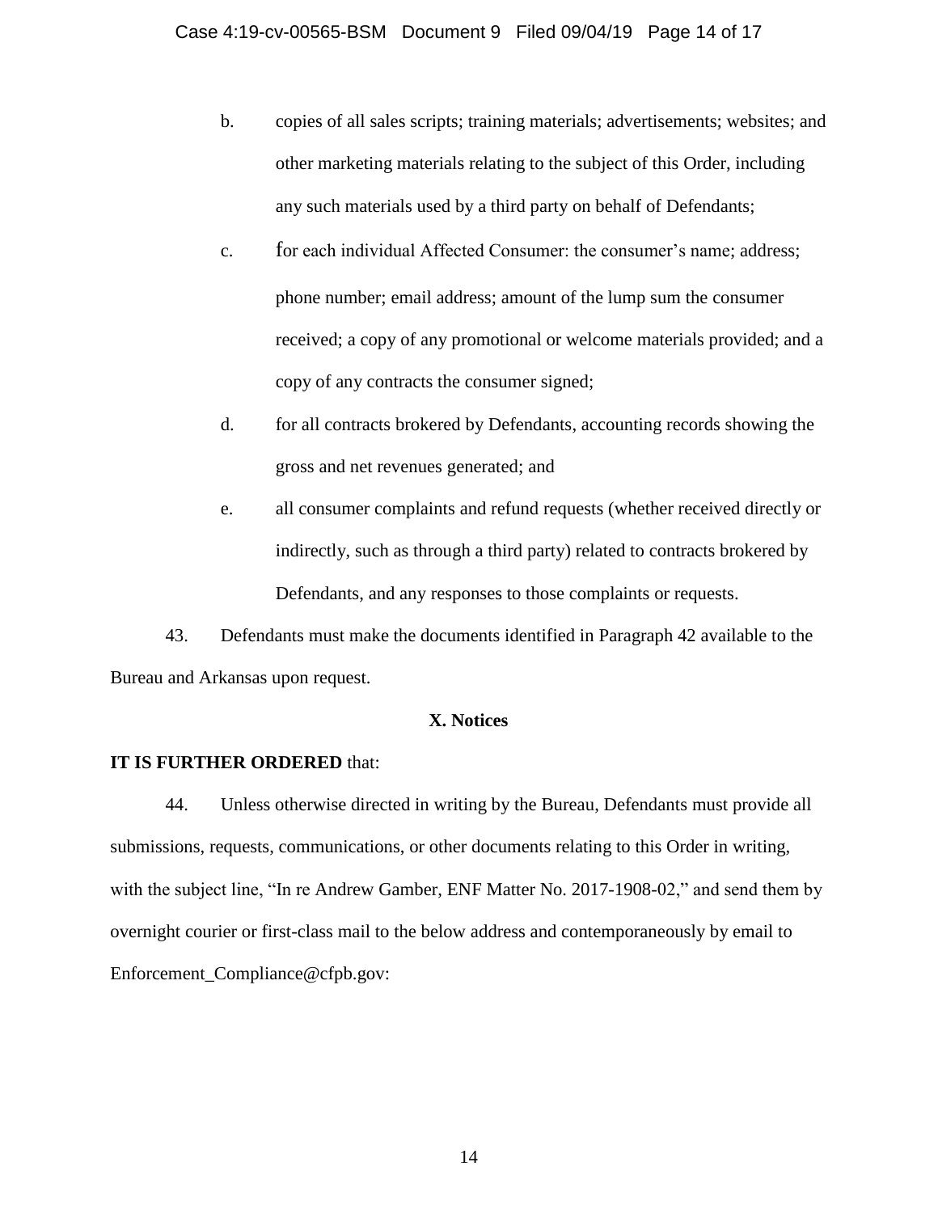b. copies of all sales scripts; training materials; advertisements; websites; and other marketing materials relating to the subject of this Order, including any such materials used by a third party on behalf of Defendants;

c. for each individual Affected Consumer: the consumer's name; address; phone number; email address; amount of the lump sum the consumer received; a copy of any promotional or welcome materials provided; and a copy of any contracts the consumer signed;

d. for all contracts brokered by Defendants, accounting records showing the gross and net revenues generated; and

e. all consumer complaints and refund requests (whether received directly or indirectly, such as through a third party) related to contracts brokered by Defendants, and any responses to those complaints or requests.

43. Defendants must make the documents identified in Paragraph 42 available to the Bureau and Arkansas upon request.

### X. Notices

**IT IS FURTHER ORDERED** that:

44. Unless otherwise directed in writing by the Bureau, Defendants must provide all submissions, requests, communications, or other documents relating to this Order in writing, with the subject line, "In re Andrew Gamber, ENF Matter No. 2017-1908-02," and send them by overnight courier or first-class mail to the below address and contemporaneously by email to Enforcement_Compliance@cfpb.gov: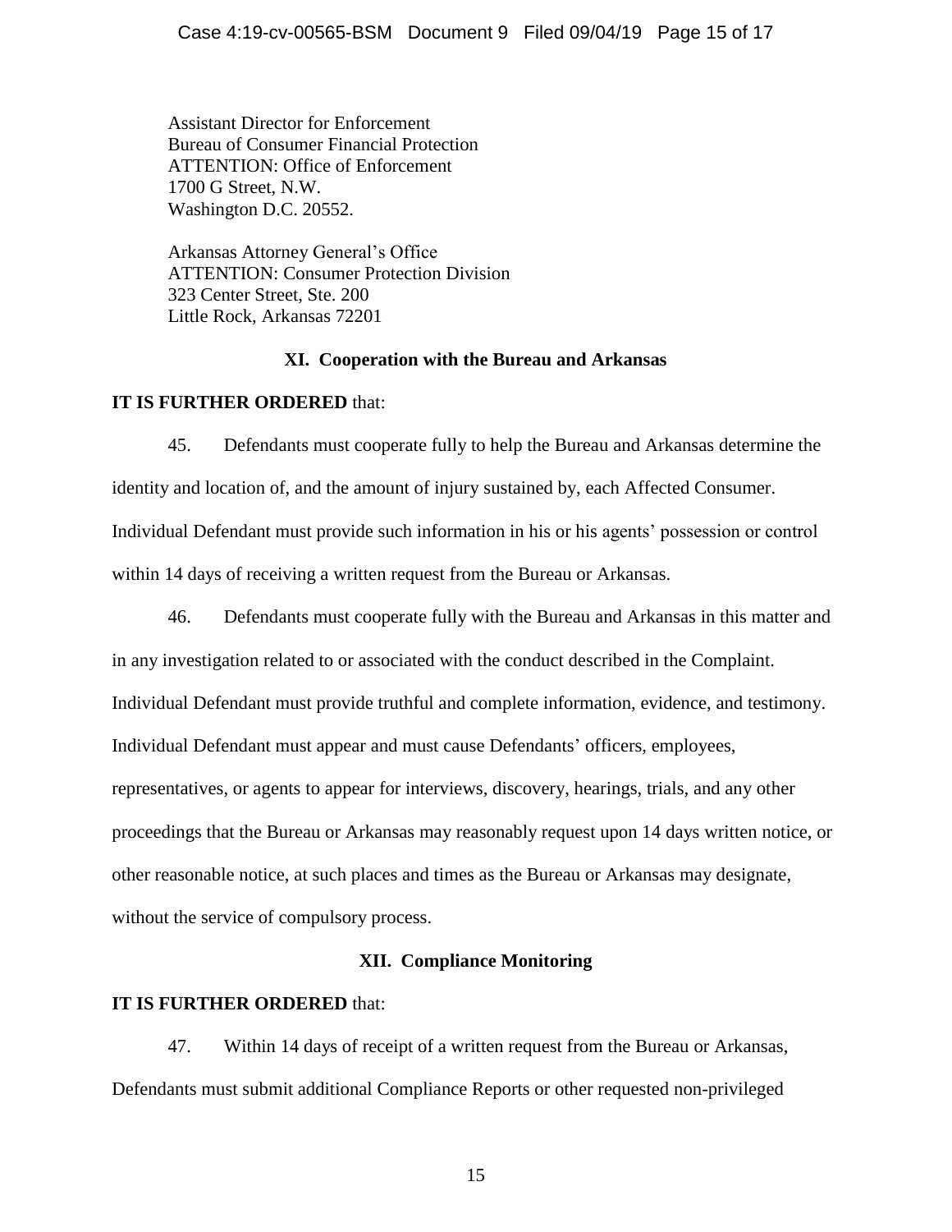Assistant Director for Enforcement
Bureau of Consumer Financial Protection
ATTENTION: Office of Enforcement
1700 G Street, N.W.
Washington D.C. 20552.

Arkansas Attorney General's Office
ATTENTION: Consumer Protection Division
323 Center Street, Ste. 200
Little Rock, Arkansas 72201

## XI. Cooperation with the Bureau and Arkansas

**IT IS FURTHER ORDERED** that:

45. Defendants must cooperate fully to help the Bureau and Arkansas determine the identity and location of, and the amount of injury sustained by, each Affected Consumer. Individual Defendant must provide such information in his or his agents' possession or control within 14 days of receiving a written request from the Bureau or Arkansas.

46. Defendants must cooperate fully with the Bureau and Arkansas in this matter and in any investigation related to or associated with the conduct described in the Complaint. Individual Defendant must provide truthful and complete information, evidence, and testimony. Individual Defendant must appear and must cause Defendants' officers, employees, representatives, or agents to appear for interviews, discovery, hearings, trials, and any other proceedings that the Bureau or Arkansas may reasonably request upon 14 days written notice, or other reasonable notice, at such places and times as the Bureau or Arkansas may designate, without the service of compulsory process.

## XII. Compliance Monitoring

**IT IS FURTHER ORDERED** that:

47. Within 14 days of receipt of a written request from the Bureau or Arkansas, Defendants must submit additional Compliance Reports or other requested non-privileged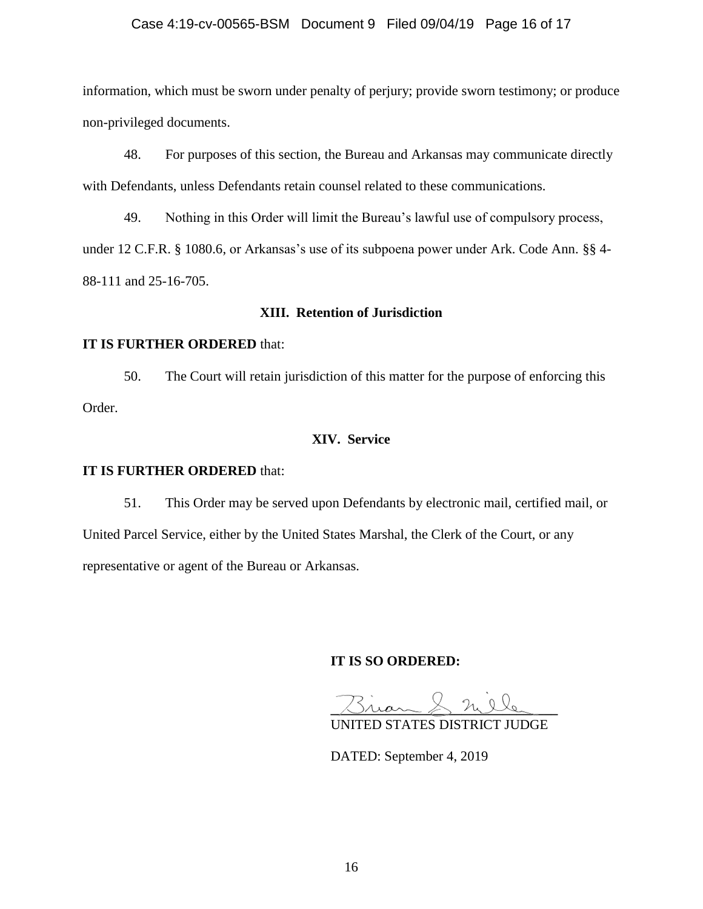information, which must be sworn under penalty of perjury; provide sworn testimony; or produce non-privileged documents.

48. For purposes of this section, the Bureau and Arkansas may communicate directly with Defendants, unless Defendants retain counsel related to these communications.

49. Nothing in this Order will limit the Bureau's lawful use of compulsory process, under 12 C.F.R. § 1080.6, or Arkansas's use of its subpoena power under Ark. Code Ann. §§ 4-88-111 and 25-16-705.

### XIII. Retention of Jurisdiction

**IT IS FURTHER ORDERED** that:

50. The Court will retain jurisdiction of this matter for the purpose of enforcing this Order.

### XIV. Service

**IT IS FURTHER ORDERED** that:

51. This Order may be served upon Defendants by electronic mail, certified mail, or United Parcel Service, either by the United States Marshal, the Clerk of the Court, or any representative or agent of the Bureau or Arkansas.

**IT IS SO ORDERED:**

Brian S. Miller
UNITED STATES DISTRICT JUDGE

DATED: September 4, 2019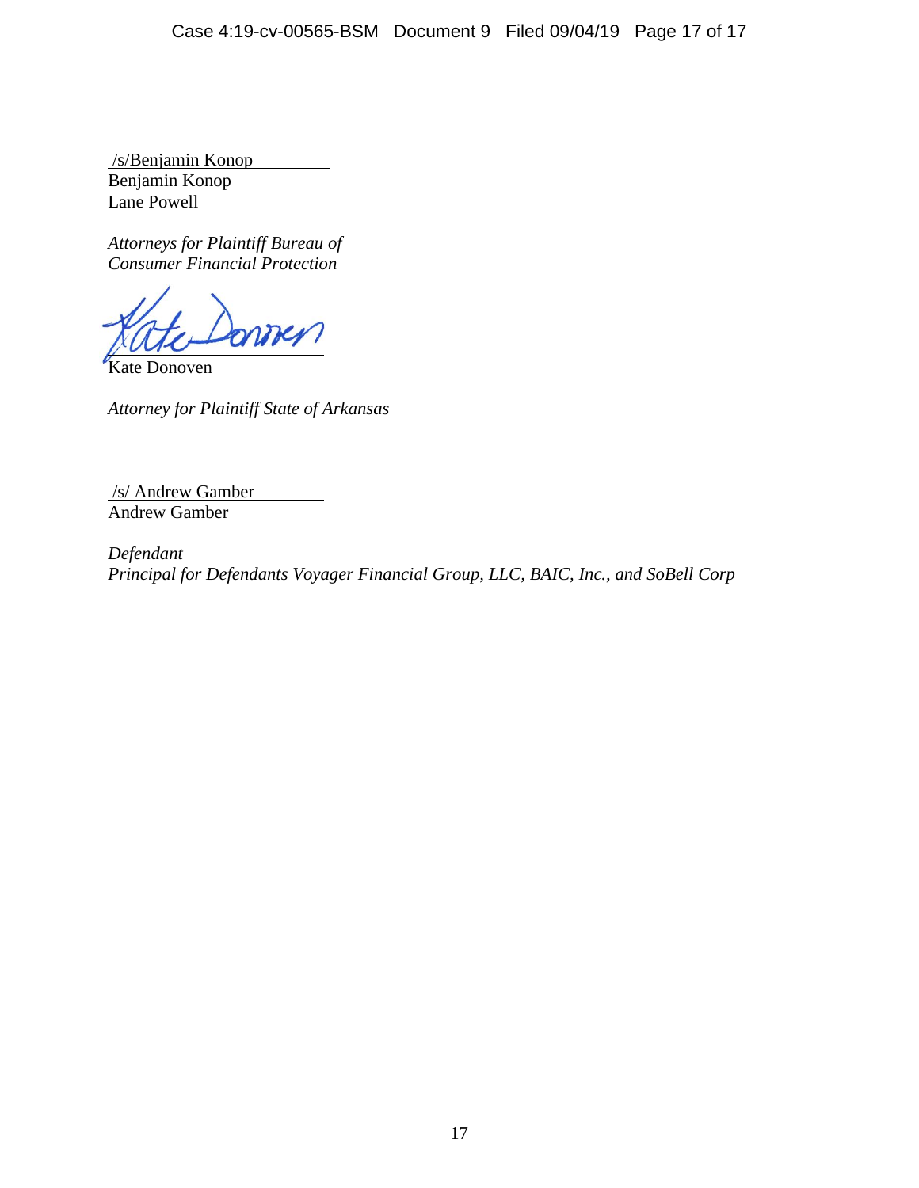/s/Benjamin Konop
Benjamin Konop
Lane Powell

*Attorneys for Plaintiff Bureau of Consumer Financial Protection*

Kate Donoven

*Attorney for Plaintiff State of Arkansas*

/s/ Andrew Gamber
Andrew Gamber

*Defendant*
*Principal for Defendants Voyager Financial Group, LLC, BAIC, Inc., and SoBell Corp*